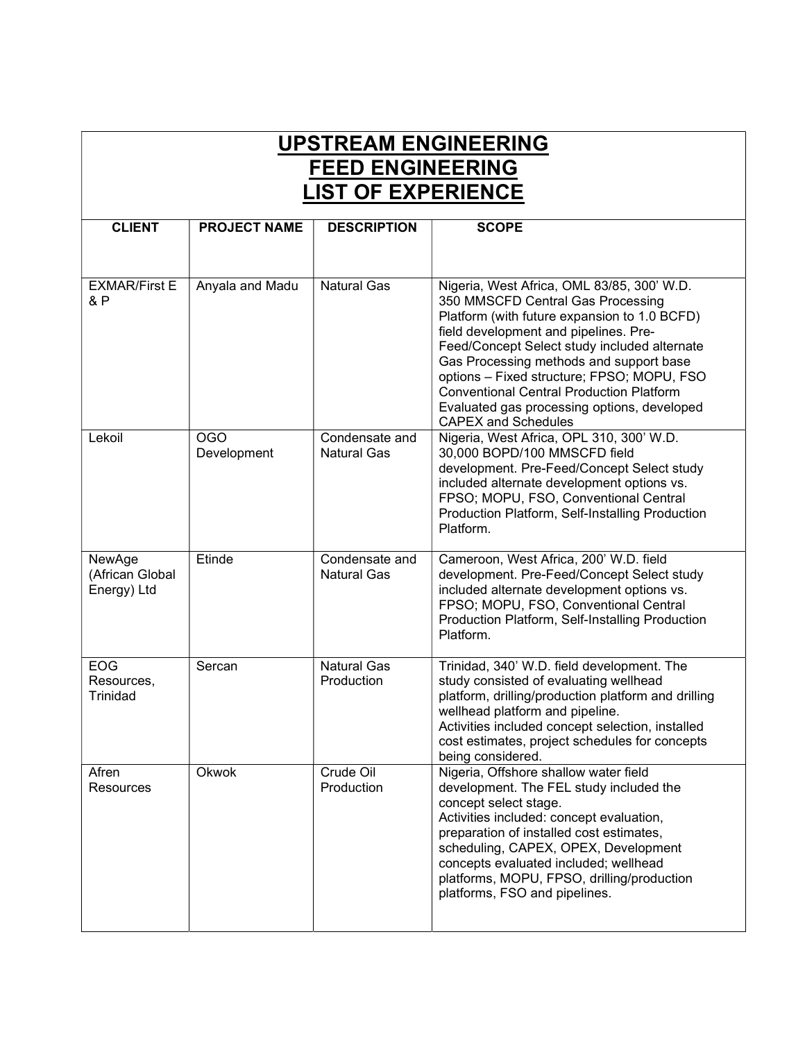# UPSTREAM ENGINEERING
# FEED ENGINEERING
# LIST OF EXPERIENCE

| CLIENT | PROJECT NAME | DESCRIPTION | SCOPE |
|---|---|---|---|
| EXMAR/First E & P | Anyala and Madu | Natural Gas | Nigeria, West Africa, OML 83/85, 300' W.D. 350 MMSCFD Central Gas Processing Platform (with future expansion to 1.0 BCFD) field development and pipelines. Pre-Feed/Concept Select study included alternate Gas Processing methods and support base options – Fixed structure; FPSO; MOPU, FSO Conventional Central Production Platform Evaluated gas processing options, developed CAPEX and Schedules |
| Lekoil | OGO Development | Condensate and Natural Gas | Nigeria, West Africa, OPL 310, 300' W.D. 30,000 BOPD/100 MMSCFD field development. Pre-Feed/Concept Select study included alternate development options vs. FPSO; MOPU, FSO, Conventional Central Production Platform, Self-Installing Production Platform. |
| NewAge (African Global Energy) Ltd | Etinde | Condensate and Natural Gas | Cameroon, West Africa, 200' W.D. field development. Pre-Feed/Concept Select study included alternate development options vs. FPSO; MOPU, FSO, Conventional Central Production Platform, Self-Installing Production Platform. |
| EOG Resources, Trinidad | Sercan | Natural Gas Production | Trinidad, 340' W.D. field development. The study consisted of evaluating wellhead platform, drilling/production platform and drilling wellhead platform and pipeline. Activities included concept selection, installed cost estimates, project schedules for concepts being considered. |
| Afren Resources | Okwok | Crude Oil Production | Nigeria, Offshore shallow water field development. The FEL study included the concept select stage. Activities included: concept evaluation, preparation of installed cost estimates, scheduling, CAPEX, OPEX, Development concepts evaluated included; wellhead platforms, MOPU, FPSO, drilling/production platforms, FSO and pipelines. |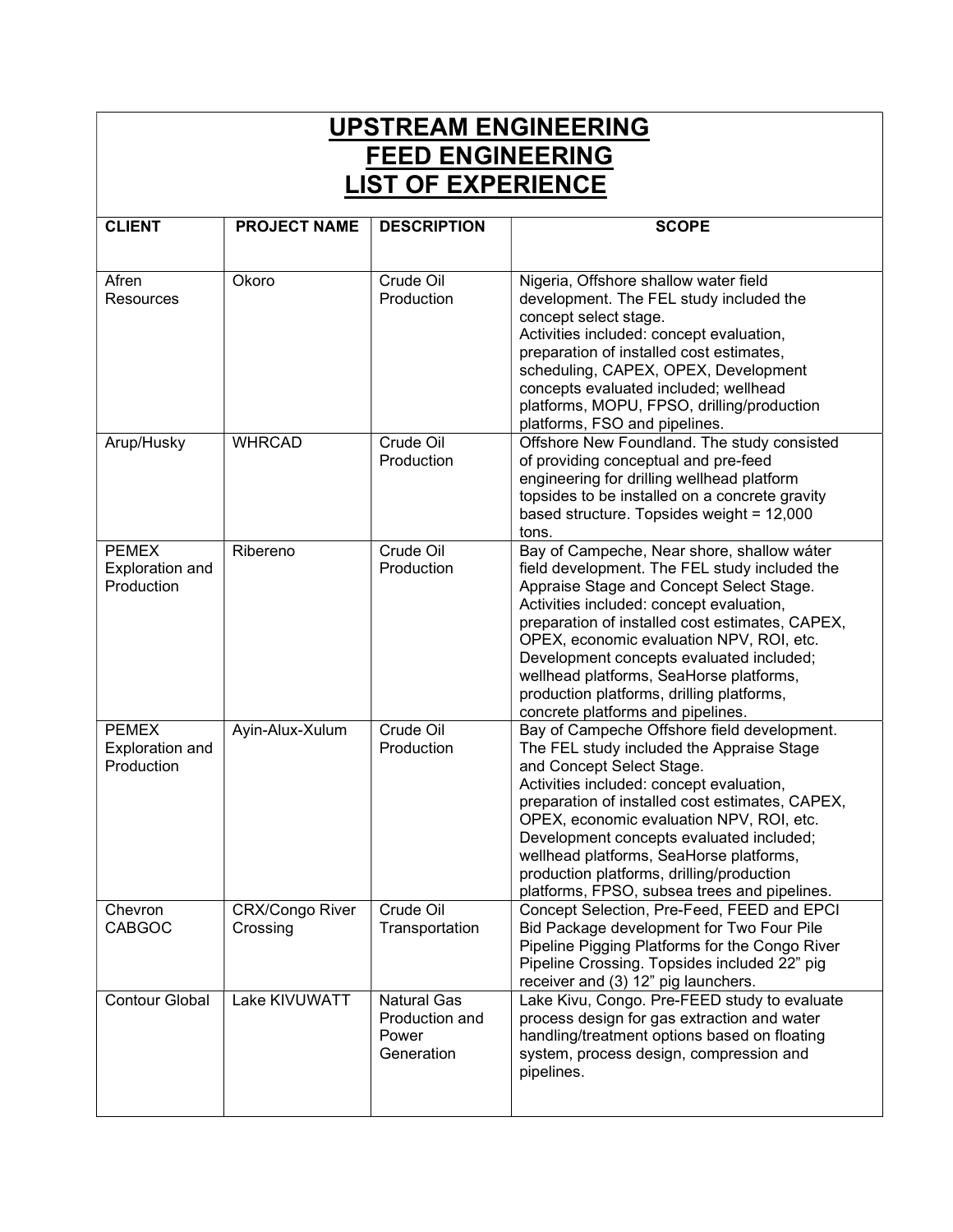# UPSTREAM ENGINEERING
# FEED ENGINEERING
# LIST OF EXPERIENCE

| CLIENT | PROJECT NAME | DESCRIPTION | SCOPE |
|---|---|---|---|
| Afren Resources | Okoro | Crude Oil Production | Nigeria, Offshore shallow water field development. The FEL study included the concept select stage. Activities included: concept evaluation, preparation of installed cost estimates, scheduling, CAPEX, OPEX, Development concepts evaluated included; wellhead platforms, MOPU, FPSO, drilling/production platforms, FSO and pipelines. |
| Arup/Husky | WHRCAD | Crude Oil Production | Offshore New Foundland. The study consisted of providing conceptual and pre-feed engineering for drilling wellhead platform topsides to be installed on a concrete gravity based structure. Topsides weight = 12,000 tons. |
| PEMEX Exploration and Production | Ribereno | Crude Oil Production | Bay of Campeche, Near shore, shallow wáter field development. The FEL study included the Appraise Stage and Concept Select Stage. Activities included: concept evaluation, preparation of installed cost estimates, CAPEX, OPEX, economic evaluation NPV, ROI, etc. Development concepts evaluated included; wellhead platforms, SeaHorse platforms, production platforms, drilling platforms, concrete platforms and pipelines. |
| PEMEX Exploration and Production | Ayin-Alux-Xulum | Crude Oil Production | Bay of Campeche Offshore field development. The FEL study included the Appraise Stage and Concept Select Stage. Activities included: concept evaluation, preparation of installed cost estimates, CAPEX, OPEX, economic evaluation NPV, ROI, etc. Development concepts evaluated included; wellhead platforms, SeaHorse platforms, production platforms, drilling/production platforms, FPSO, subsea trees and pipelines. |
| Chevron CABGOC | CRX/Congo River Crossing | Crude Oil Transportation | Concept Selection, Pre-Feed, FEED and EPCI Bid Package development for Two Four Pile Pipeline Pigging Platforms for the Congo River Pipeline Crossing. Topsides included 22" pig receiver and (3) 12" pig launchers. |
| Contour Global | Lake KIVUWATT | Natural Gas Production and Power Generation | Lake Kivu, Congo. Pre-FEED study to evaluate process design for gas extraction and water handling/treatment options based on floating system, process design, compression and pipelines. |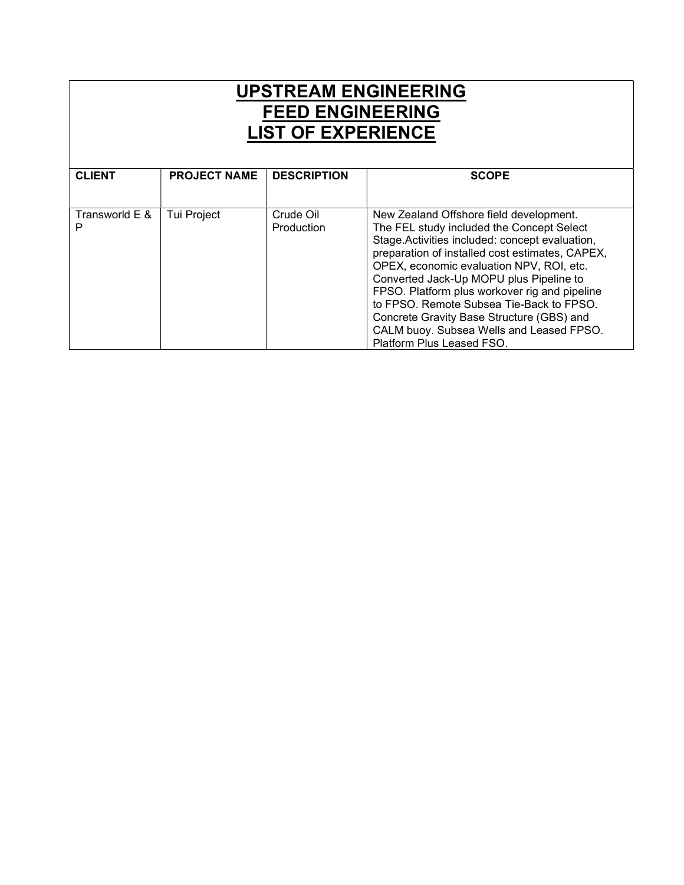# UPSTREAM ENGINEERING
# FEED ENGINEERING
# LIST OF EXPERIENCE

| CLIENT | PROJECT NAME | DESCRIPTION | SCOPE |
|---|---|---|---|
| Transworld E & P | Tui Project | Crude Oil Production | New Zealand Offshore field development. The FEL study included the Concept Select Stage.Activities included: concept evaluation, preparation of installed cost estimates, CAPEX, OPEX, economic evaluation NPV, ROI, etc. Converted Jack-Up MOPU plus Pipeline to FPSO. Platform plus workover rig and pipeline to FPSO. Remote Subsea Tie-Back to FPSO. Concrete Gravity Base Structure (GBS) and CALM buoy. Subsea Wells and Leased FPSO. Platform Plus Leased FSO. |